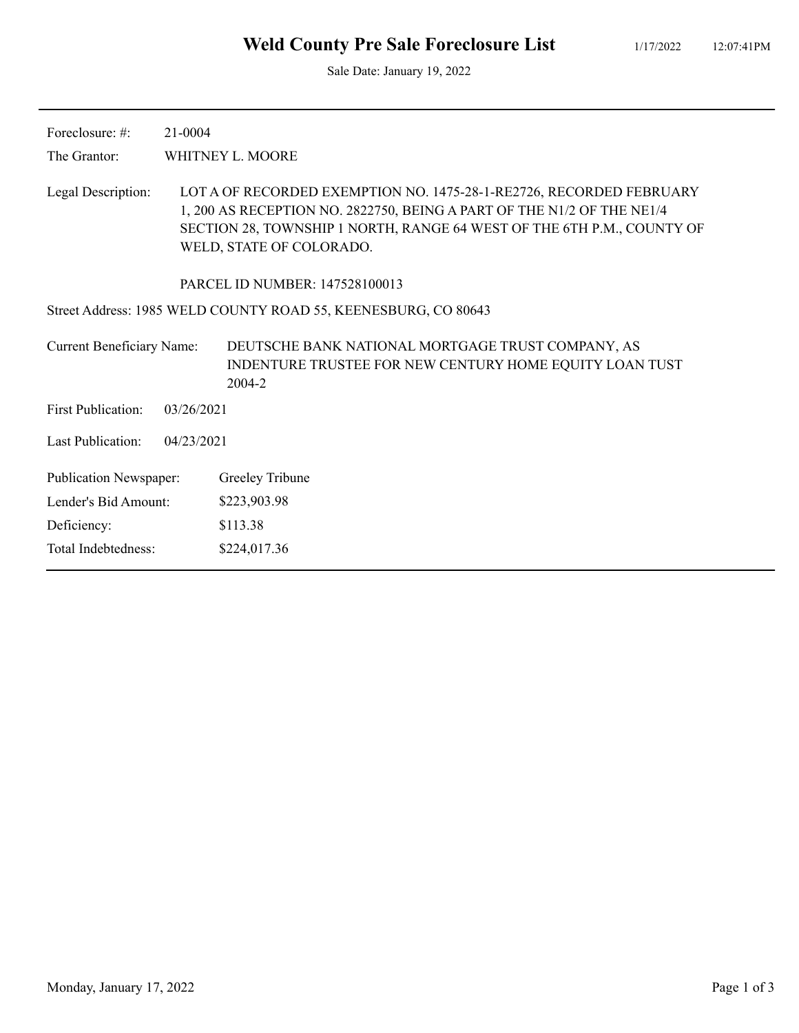# Weld County Pre Sale Foreclosure List

1/17/2022 12:07:41PM

Sale Date: January 19, 2022

---

Foreclosure: #: 21-0004

The Grantor: WHITNEY L. MOORE

Legal Description: LOT A OF RECORDED EXEMPTION NO. 1475-28-1-RE2726, RECORDED FEBRUARY 1, 200 AS RECEPTION NO. 2822750, BEING A PART OF THE N1/2 OF THE NE1/4 SECTION 28, TOWNSHIP 1 NORTH, RANGE 64 WEST OF THE 6TH P.M., COUNTY OF WELD, STATE OF COLORADO.

PARCEL ID NUMBER: 147528100013

Street Address: 1985 WELD COUNTY ROAD 55, KEENESBURG, CO 80643

Current Beneficiary Name: DEUTSCHE BANK NATIONAL MORTGAGE TRUST COMPANY, AS INDENTURE TRUSTEE FOR NEW CENTURY HOME EQUITY LOAN TUST 2004-2

First Publication: 03/26/2021

Last Publication: 04/23/2021

Publication Newspaper: Greeley Tribune

Lender's Bid Amount: $223,903.98

Deficiency: $113.38

Total Indebtedness: $224,017.36

---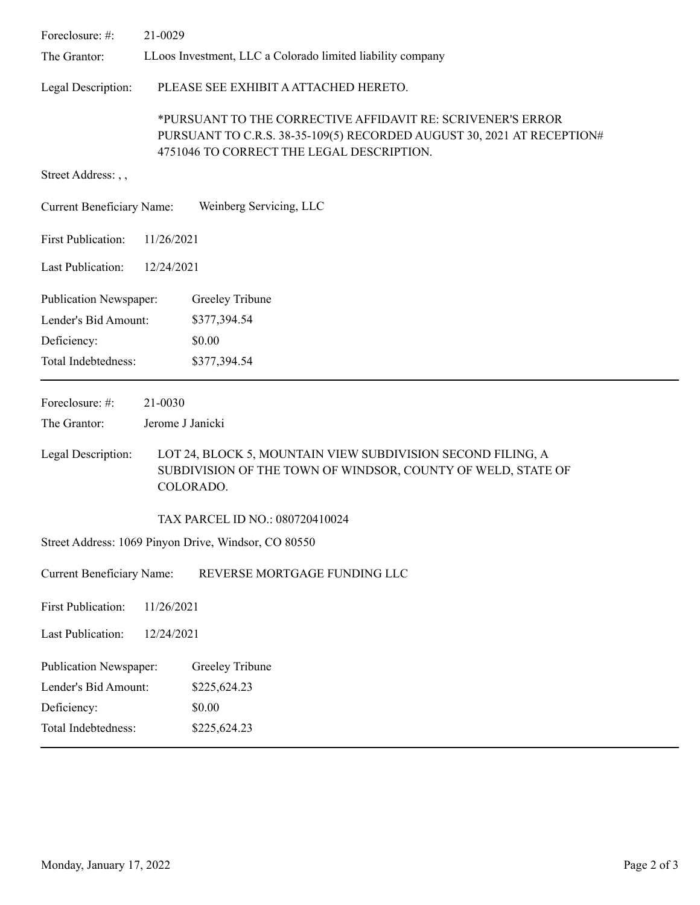Foreclosure: #: 21-0029

The Grantor: LLoos Investment, LLC a Colorado limited liability company

Legal Description: PLEASE SEE EXHIBIT A ATTACHED HERETO.

*PURSUANT TO THE CORRECTIVE AFFIDAVIT RE: SCRIVENER'S ERROR PURSUANT TO C.R.S. 38-35-109(5) RECORDED AUGUST 30, 2021 AT RECEPTION# 4751046 TO CORRECT THE LEGAL DESCRIPTION.

Street Address: , ,

Current Beneficiary Name: Weinberg Servicing, LLC

First Publication: 11/26/2021

Last Publication: 12/24/2021

Publication Newspaper: Greeley Tribune

Lender's Bid Amount: $377,394.54

Deficiency: $0.00

Total Indebtedness: $377,394.54

---

Foreclosure: #: 21-0030

The Grantor: Jerome J Janicki

Legal Description: LOT 24, BLOCK 5, MOUNTAIN VIEW SUBDIVISION SECOND FILING, A SUBDIVISION OF THE TOWN OF WINDSOR, COUNTY OF WELD, STATE OF COLORADO.

TAX PARCEL ID NO.: 080720410024

Street Address: 1069 Pinyon Drive, Windsor, CO 80550

Current Beneficiary Name: REVERSE MORTGAGE FUNDING LLC

First Publication: 11/26/2021

Last Publication: 12/24/2021

Publication Newspaper: Greeley Tribune

Lender's Bid Amount: $225,624.23

Deficiency: $0.00

Total Indebtedness: $225,624.23

---

Monday, January 17, 2022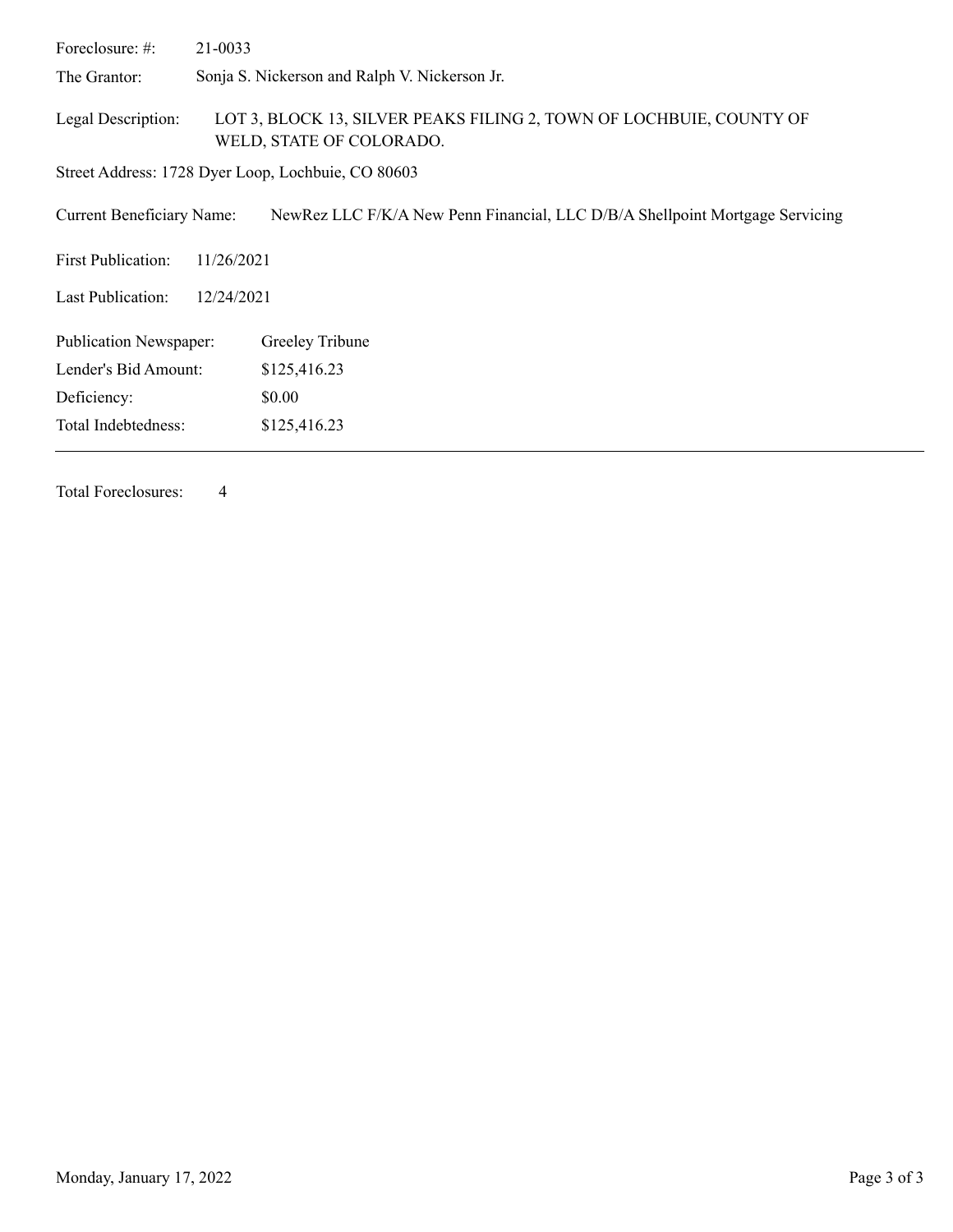Foreclosure: #: 21-0033

The Grantor: Sonja S. Nickerson and Ralph V. Nickerson Jr.

Legal Description: LOT 3, BLOCK 13, SILVER PEAKS FILING 2, TOWN OF LOCHBUIE, COUNTY OF WELD, STATE OF COLORADO.

Street Address: 1728 Dyer Loop, Lochbuie, CO 80603

Current Beneficiary Name: NewRez LLC F/K/A New Penn Financial, LLC D/B/A Shellpoint Mortgage Servicing

First Publication: 11/26/2021

Last Publication: 12/24/2021

Publication Newspaper: Greeley Tribune

Lender's Bid Amount: $125,416.23

Deficiency: $0.00

Total Indebtedness: $125,416.23

---

Total Foreclosures: 4

Monday, January 17, 2022